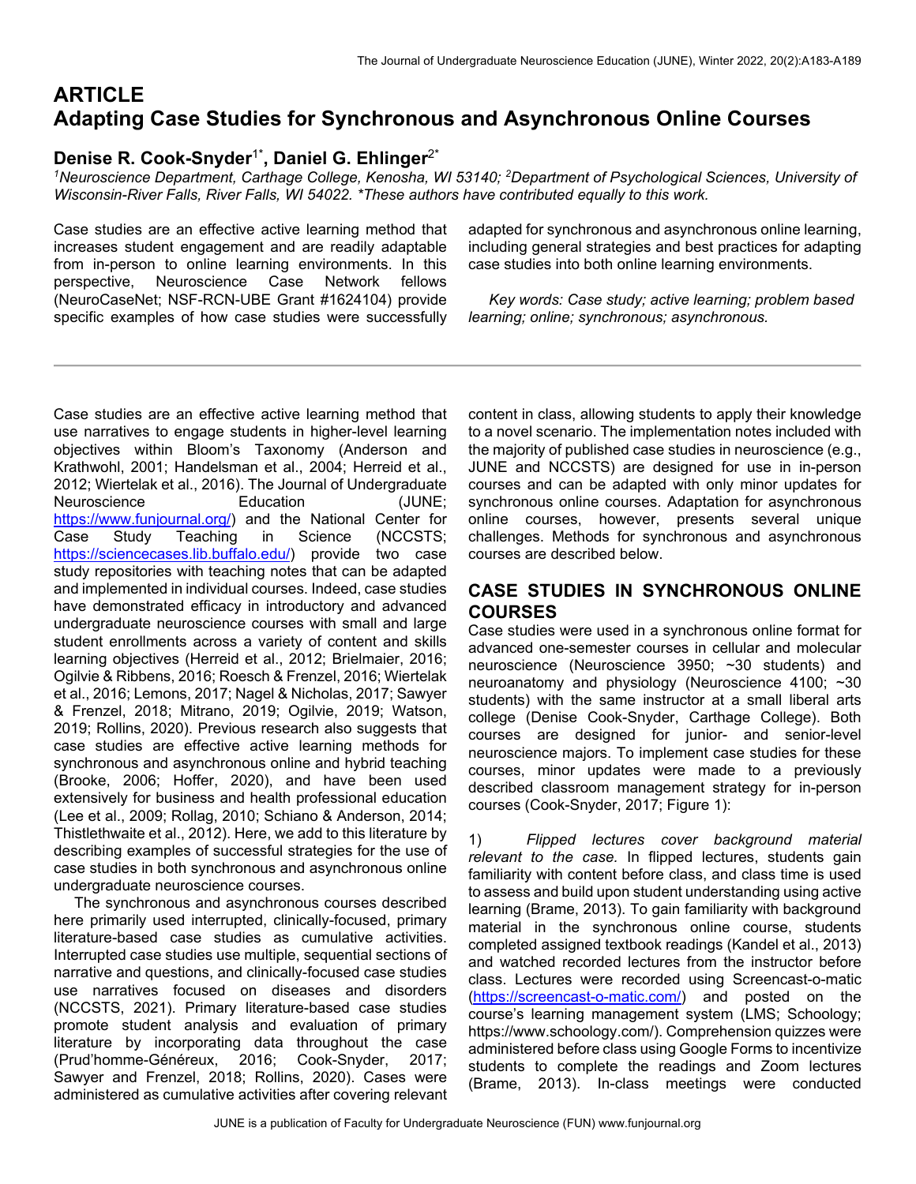# ARTICLE
# Adapting Case Studies for Synchronous and Asynchronous Online Courses

## Denise R. Cook-Snyder[1*], Daniel G. Ehlinger[2*]

*[1]Neuroscience Department, Carthage College, Kenosha, WI 53140; [2]Department of Psychological Sciences, University of Wisconsin-River Falls, River Falls, WI 54022. \*These authors have contributed equally to this work.*

Case studies are an effective active learning method that increases student engagement and are readily adaptable from in-person to online learning environments. In this perspective, Neuroscience Case Network fellows (NeuroCaseNet; NSF-RCN-UBE Grant #1624104) provide specific examples of how case studies were successfully adapted for synchronous and asynchronous online learning, including general strategies and best practices for adapting case studies into both online learning environments.

*Key words: Case study; active learning; problem based learning; online; synchronous; asynchronous.*

---

Case studies are an effective active learning method that use narratives to engage students in higher-level learning objectives within Bloom's Taxonomy (Anderson and Krathwohl, 2001; Handelsman et al., 2004; Herreid et al., 2012; Wiertelak et al., 2016). The Journal of Undergraduate Neuroscience Education (JUNE; https://www.funjournal.org/) and the National Center for Case Study Teaching in Science (NCCSTS; https://sciencecases.lib.buffalo.edu/) provide two case study repositories with teaching notes that can be adapted and implemented in individual courses. Indeed, case studies have demonstrated efficacy in introductory and advanced undergraduate neuroscience courses with small and large student enrollments across a variety of content and skills learning objectives (Herreid et al., 2012; Brielmaier, 2016; Ogilvie & Ribbens, 2016; Roesch & Frenzel, 2016; Wiertelak et al., 2016; Lemons, 2017; Nagel & Nicholas, 2017; Sawyer & Frenzel, 2018; Mitrano, 2019; Ogilvie, 2019; Watson, 2019; Rollins, 2020). Previous research also suggests that case studies are effective active learning methods for synchronous and asynchronous online and hybrid teaching (Brooke, 2006; Hoffer, 2020), and have been used extensively for business and health professional education (Lee et al., 2009; Rollag, 2010; Schiano & Anderson, 2014; Thistlethwaite et al., 2012). Here, we add to this literature by describing examples of successful strategies for the use of case studies in both synchronous and asynchronous online undergraduate neuroscience courses.

The synchronous and asynchronous courses described here primarily used interrupted, clinically-focused, primary literature-based case studies as cumulative activities. Interrupted case studies use multiple, sequential sections of narrative and questions, and clinically-focused case studies use narratives focused on diseases and disorders (NCCSTS, 2021). Primary literature-based case studies promote student analysis and evaluation of primary literature by incorporating data throughout the case (Prud'homme-Généreux, 2016; Cook-Snyder, 2017; Sawyer and Frenzel, 2018; Rollins, 2020). Cases were administered as cumulative activities after covering relevant content in class, allowing students to apply their knowledge to a novel scenario. The implementation notes included with the majority of published case studies in neuroscience (e.g., JUNE and NCCSTS) are designed for use in in-person courses and can be adapted with only minor updates for synchronous online courses. Adaptation for asynchronous online courses, however, presents several unique challenges. Methods for synchronous and asynchronous courses are described below.

## CASE STUDIES IN SYNCHRONOUS ONLINE COURSES

Case studies were used in a synchronous online format for advanced one-semester courses in cellular and molecular neuroscience (Neuroscience 3950; ~30 students) and neuroanatomy and physiology (Neuroscience 4100; ~30 students) with the same instructor at a small liberal arts college (Denise Cook-Snyder, Carthage College). Both courses are designed for junior- and senior-level neuroscience majors. To implement case studies for these courses, minor updates were made to a previously described classroom management strategy for in-person courses (Cook-Snyder, 2017; Figure 1):

1) *Flipped lectures cover background material relevant to the case.* In flipped lectures, students gain familiarity with content before class, and class time is used to assess and build upon student understanding using active learning (Brame, 2013). To gain familiarity with background material in the synchronous online course, students completed assigned textbook readings (Kandel et al., 2013) and watched recorded lectures from the instructor before class. Lectures were recorded using Screencast-o-matic (https://screencast-o-matic.com/) and posted on the course's learning management system (LMS; Schoology; https://www.schoology.com/). Comprehension quizzes were administered before class using Google Forms to incentivize students to complete the readings and Zoom lectures (Brame, 2013). In-class meetings were conducted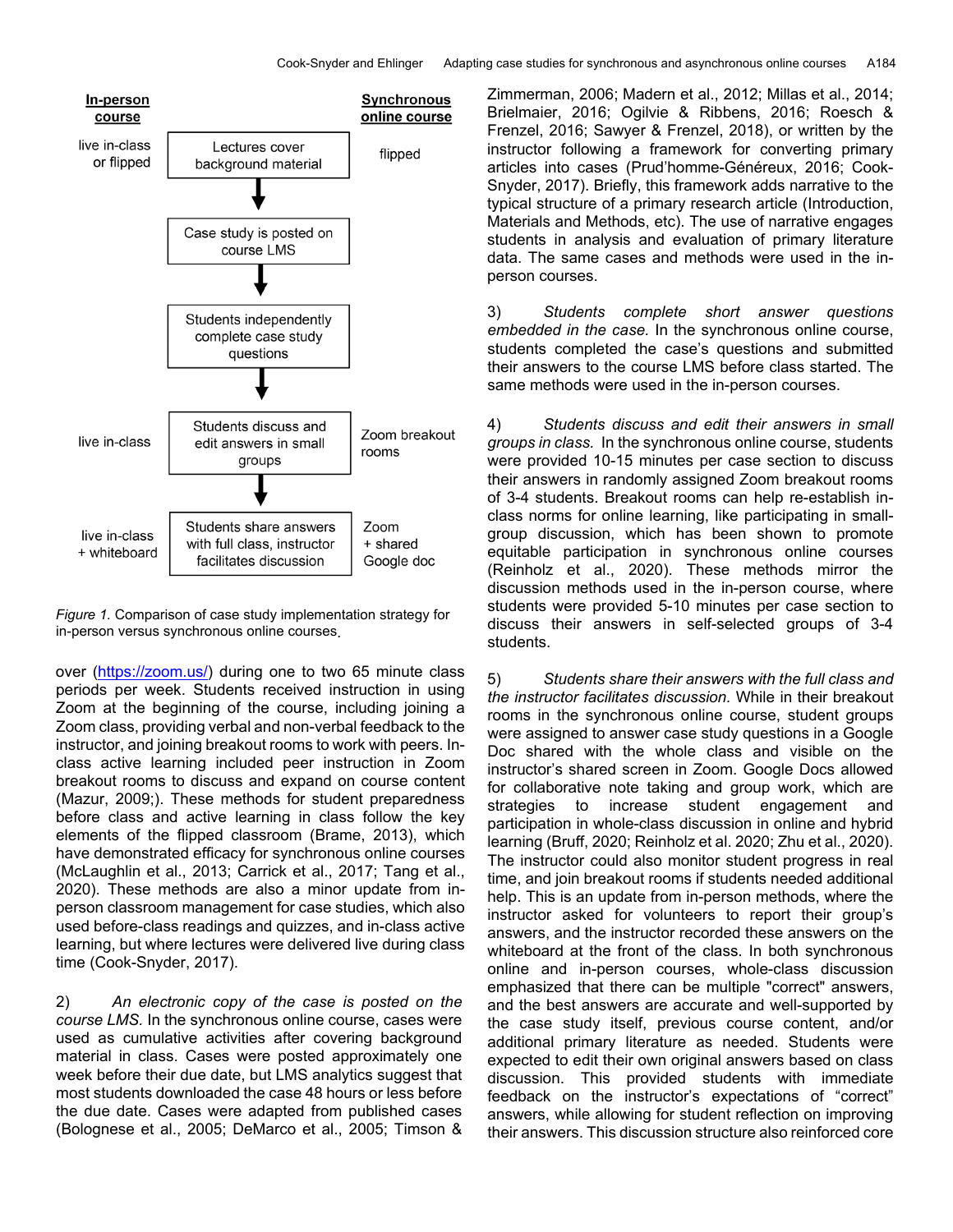| In-person course | | Synchronous online course |
|---|---|---|
| live in-class or flipped | Lectures cover background material | flipped |
| | ↓ Case study is posted on course LMS | |
| | ↓ Students independently complete case study questions | |
| live in-class | ↓ Students discuss and edit answers in small groups | Zoom breakout rooms |
| live in-class + whiteboard | ↓ Students share answers with full class, instructor facilitates discussion | Zoom + shared Google doc |

*Figure 1.* Comparison of case study implementation strategy for in-person versus synchronous online courses.

over (https://zoom.us/) during one to two 65 minute class periods per week. Students received instruction in using Zoom at the beginning of the course, including joining a Zoom class, providing verbal and non-verbal feedback to the instructor, and joining breakout rooms to work with peers. In-class active learning included peer instruction in Zoom breakout rooms to discuss and expand on course content (Mazur, 2009;). These methods for student preparedness before class and active learning in class follow the key elements of the flipped classroom (Brame, 2013), which have demonstrated efficacy for synchronous online courses (McLaughlin et al., 2013; Carrick et al., 2017; Tang et al., 2020). These methods are also a minor update from in-person classroom management for case studies, which also used before-class readings and quizzes, and in-class active learning, but where lectures were delivered live during class time (Cook-Snyder, 2017).

2) *An electronic copy of the case is posted on the course LMS.* In the synchronous online course, cases were used as cumulative activities after covering background material in class. Cases were posted approximately one week before their due date, but LMS analytics suggest that most students downloaded the case 48 hours or less before the due date. Cases were adapted from published cases (Bolognese et al., 2005; DeMarco et al., 2005; Timson & Zimmerman, 2006; Madern et al., 2012; Millas et al., 2014; Brielmaier, 2016; Ogilvie & Ribbens, 2016; Roesch & Frenzel, 2016; Sawyer & Frenzel, 2018), or written by the instructor following a framework for converting primary articles into cases (Prud'homme-Généreux, 2016; Cook-Snyder, 2017). Briefly, this framework adds narrative to the typical structure of a primary research article (Introduction, Materials and Methods, etc). The use of narrative engages students in analysis and evaluation of primary literature data. The same cases and methods were used in the in-person courses.

3) *Students complete short answer questions embedded in the case.* In the synchronous online course, students completed the case's questions and submitted their answers to the course LMS before class started. The same methods were used in the in-person courses.

4) *Students discuss and edit their answers in small groups in class.* In the synchronous online course, students were provided 10-15 minutes per case section to discuss their answers in randomly assigned Zoom breakout rooms of 3-4 students. Breakout rooms can help re-establish in-class norms for online learning, like participating in small-group discussion, which has been shown to promote equitable participation in synchronous online courses (Reinholz et al., 2020). These methods mirror the discussion methods used in the in-person course, where students were provided 5-10 minutes per case section to discuss their answers in self-selected groups of 3-4 students.

5) *Students share their answers with the full class and the instructor facilitates discussion.* While in their breakout rooms in the synchronous online course, student groups were assigned to answer case study questions in a Google Doc shared with the whole class and visible on the instructor's shared screen in Zoom. Google Docs allowed for collaborative note taking and group work, which are strategies to increase student engagement and participation in whole-class discussion in online and hybrid learning (Bruff, 2020; Reinholz et al. 2020; Zhu et al., 2020). The instructor could also monitor student progress in real time, and join breakout rooms if students needed additional help. This is an update from in-person methods, where the instructor asked for volunteers to report their group's answers, and the instructor recorded these answers on the whiteboard at the front of the class. In both synchronous online and in-person courses, whole-class discussion emphasized that there can be multiple "correct" answers, and the best answers are accurate and well-supported by the case study itself, previous course content, and/or additional primary literature as needed. Students were expected to edit their own original answers based on class discussion. This provided students with immediate feedback on the instructor's expectations of "correct" answers, while allowing for student reflection on improving their answers. This discussion structure also reinforced core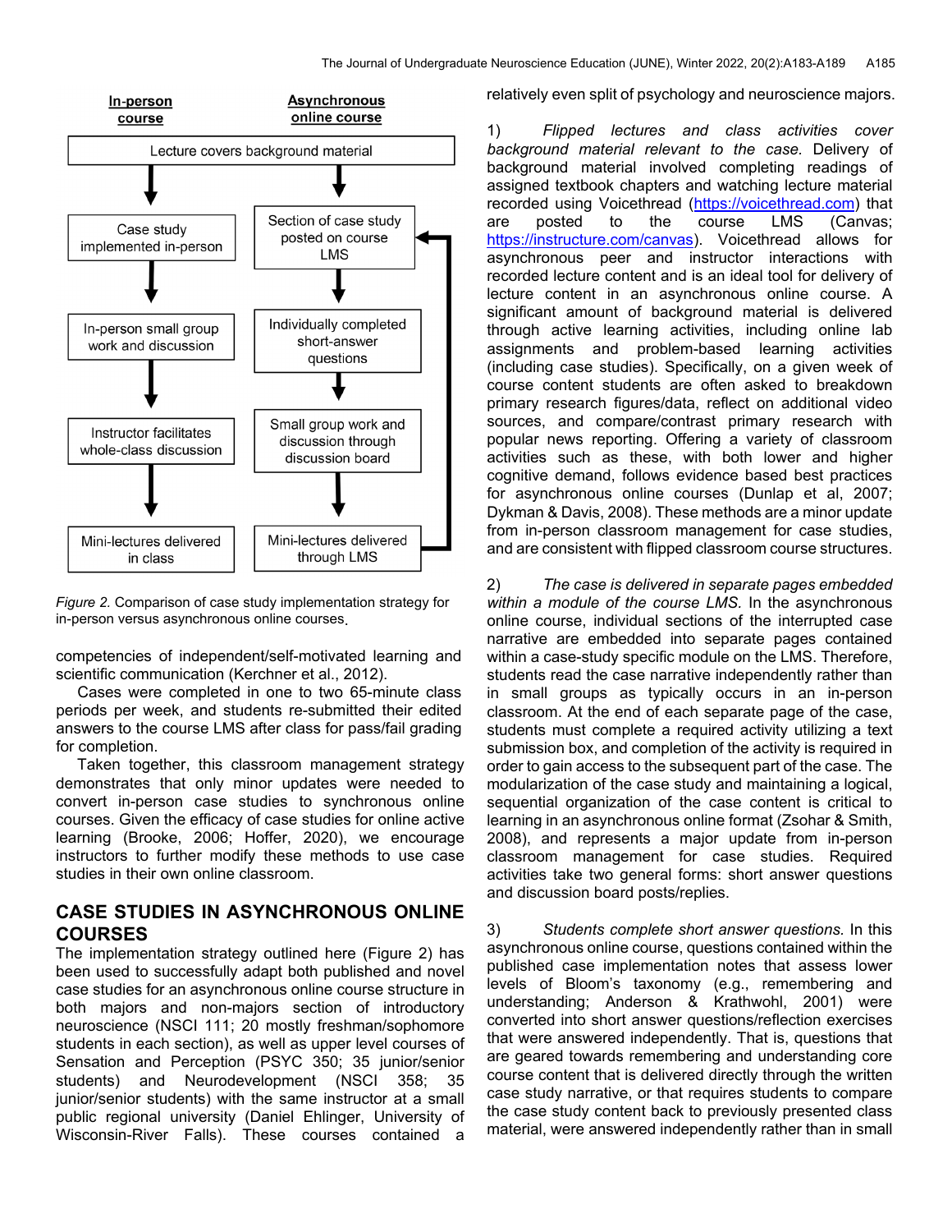| In-person course | Asynchronous online course |
|---|---|
| Lecture covers background material | |
| Case study implemented in-person | Section of case study posted on course LMS |
| In-person small group work and discussion | Individually completed short-answer questions |
| Instructor facilitates whole-class discussion | Small group work and discussion through discussion board |
| Mini-lectures delivered in class | Mini-lectures delivered through LMS |

*Figure 2.* Comparison of case study implementation strategy for in-person versus asynchronous online courses.

competencies of independent/self-motivated learning and scientific communication (Kerchner et al., 2012).

Cases were completed in one to two 65-minute class periods per week, and students re-submitted their edited answers to the course LMS after class for pass/fail grading for completion.

Taken together, this classroom management strategy demonstrates that only minor updates were needed to convert in-person case studies to synchronous online courses. Given the efficacy of case studies for online active learning (Brooke, 2006; Hoffer, 2020), we encourage instructors to further modify these methods to use case studies in their own online classroom.

## CASE STUDIES IN ASYNCHRONOUS ONLINE COURSES

The implementation strategy outlined here (Figure 2) has been used to successfully adapt both published and novel case studies for an asynchronous online course structure in both majors and non-majors section of introductory neuroscience (NSCI 111; 20 mostly freshman/sophomore students in each section), as well as upper level courses of Sensation and Perception (PSYC 350; 35 junior/senior students) and Neurodevelopment (NSCI 358; 35 junior/senior students) with the same instructor at a small public regional university (Daniel Ehlinger, University of Wisconsin-River Falls). These courses contained a relatively even split of psychology and neuroscience majors.

1) *Flipped lectures and class activities cover background material relevant to the case.* Delivery of background material involved completing readings of assigned textbook chapters and watching lecture material recorded using Voicethread (https://voicethread.com) that are posted to the course LMS (Canvas; https://instructure.com/canvas). Voicethread allows for asynchronous peer and instructor interactions with recorded lecture content and is an ideal tool for delivery of lecture content in an asynchronous online course. A significant amount of background material is delivered through active learning activities, including online lab assignments and problem-based learning activities (including case studies). Specifically, on a given week of course content students are often asked to breakdown primary research figures/data, reflect on additional video sources, and compare/contrast primary research with popular news reporting. Offering a variety of classroom activities such as these, with both lower and higher cognitive demand, follows evidence based best practices for asynchronous online courses (Dunlap et al, 2007; Dykman & Davis, 2008). These methods are a minor update from in-person classroom management for case studies, and are consistent with flipped classroom course structures.

2) *The case is delivered in separate pages embedded within a module of the course LMS.* In the asynchronous online course, individual sections of the interrupted case narrative are embedded into separate pages contained within a case-study specific module on the LMS. Therefore, students read the case narrative independently rather than in small groups as typically occurs in an in-person classroom. At the end of each separate page of the case, students must complete a required activity utilizing a text submission box, and completion of the activity is required in order to gain access to the subsequent part of the case. The modularization of the case study and maintaining a logical, sequential organization of the case content is critical to learning in an asynchronous online format (Zsohar & Smith, 2008), and represents a major update from in-person classroom management for case studies. Required activities take two general forms: short answer questions and discussion board posts/replies.

3) *Students complete short answer questions.* In this asynchronous online course, questions contained within the published case implementation notes that assess lower levels of Bloom's taxonomy (e.g., remembering and understanding; Anderson & Krathwohl, 2001) were converted into short answer questions/reflection exercises that were answered independently. That is, questions that are geared towards remembering and understanding core course content that is delivered directly through the written case study narrative, or that requires students to compare the case study content back to previously presented class material, were answered independently rather than in small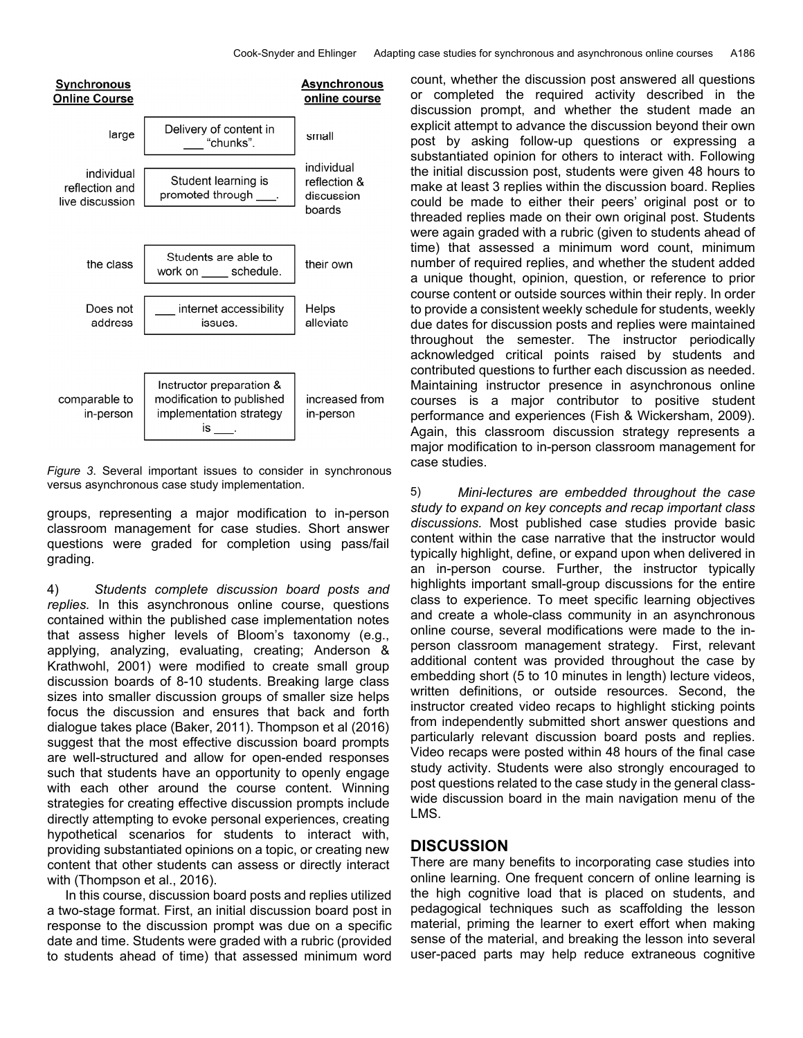| Synchronous Online Course | | Asynchronous online course |
|---|---|---|
| large | Delivery of content in ___ "chunks". | small |
| individual reflection and live discussion | Student learning is promoted through ___. | individual reflection & discussion boards |
| the class | Students are able to work on ____ schedule. | their own |
| Does not address | ___ internet accessibility issues. | Helps alleviate |
| comparable to in-person | Instructor preparation & modification to published implementation strategy is ___. | increased from in-person |

*Figure 3.* Several important issues to consider in synchronous versus asynchronous case study implementation.

groups, representing a major modification to in-person classroom management for case studies. Short answer questions were graded for completion using pass/fail grading.

4) *Students complete discussion board posts and replies.* In this asynchronous online course, questions contained within the published case implementation notes that assess higher levels of Bloom's taxonomy (e.g., applying, analyzing, evaluating, creating; Anderson & Krathwohl, 2001) were modified to create small group discussion boards of 8-10 students. Breaking large class sizes into smaller discussion groups of smaller size helps focus the discussion and ensures that back and forth dialogue takes place (Baker, 2011). Thompson et al (2016) suggest that the most effective discussion board prompts are well-structured and allow for open-ended responses such that students have an opportunity to openly engage with each other around the course content. Winning strategies for creating effective discussion prompts include directly attempting to evoke personal experiences, creating hypothetical scenarios for students to interact with, providing substantiated opinions on a topic, or creating new content that other students can assess or directly interact with (Thompson et al., 2016).

In this course, discussion board posts and replies utilized a two-stage format. First, an initial discussion board post in response to the discussion prompt was due on a specific date and time. Students were graded with a rubric (provided to students ahead of time) that assessed minimum word count, whether the discussion post answered all questions or completed the required activity described in the discussion prompt, and whether the student made an explicit attempt to advance the discussion beyond their own post by asking follow-up questions or expressing a substantiated opinion for others to interact with. Following the initial discussion post, students were given 48 hours to make at least 3 replies within the discussion board. Replies could be made to either their peers' original post or to threaded replies made on their own original post. Students were again graded with a rubric (given to students ahead of time) that assessed a minimum word count, minimum number of required replies, and whether the student added a unique thought, opinion, question, or reference to prior course content or outside sources within their reply. In order to provide a consistent weekly schedule for students, weekly due dates for discussion posts and replies were maintained throughout the semester. The instructor periodically acknowledged critical points raised by students and contributed questions to further each discussion as needed. Maintaining instructor presence in asynchronous online courses is a major contributor to positive student performance and experiences (Fish & Wickersham, 2009). Again, this classroom discussion strategy represents a major modification to in-person classroom management for case studies.

5) *Mini-lectures are embedded throughout the case study to expand on key concepts and recap important class discussions.* Most published case studies provide basic content within the case narrative that the instructor would typically highlight, define, or expand upon when delivered in an in-person course. Further, the instructor typically highlights important small-group discussions for the entire class to experience. To meet specific learning objectives and create a whole-class community in an asynchronous online course, several modifications were made to the in-person classroom management strategy. First, relevant additional content was provided throughout the case by embedding short (5 to 10 minutes in length) lecture videos, written definitions, or outside resources. Second, the instructor created video recaps to highlight sticking points from independently submitted short answer questions and particularly relevant discussion board posts and replies. Video recaps were posted within 48 hours of the final case study activity. Students were also strongly encouraged to post questions related to the case study in the general class-wide discussion board in the main navigation menu of the LMS.

## DISCUSSION

There are many benefits to incorporating case studies into online learning. One frequent concern of online learning is the high cognitive load that is placed on students, and pedagogical techniques such as scaffolding the lesson material, priming the learner to exert effort when making sense of the material, and breaking the lesson into several user-paced parts may help reduce extraneous cognitive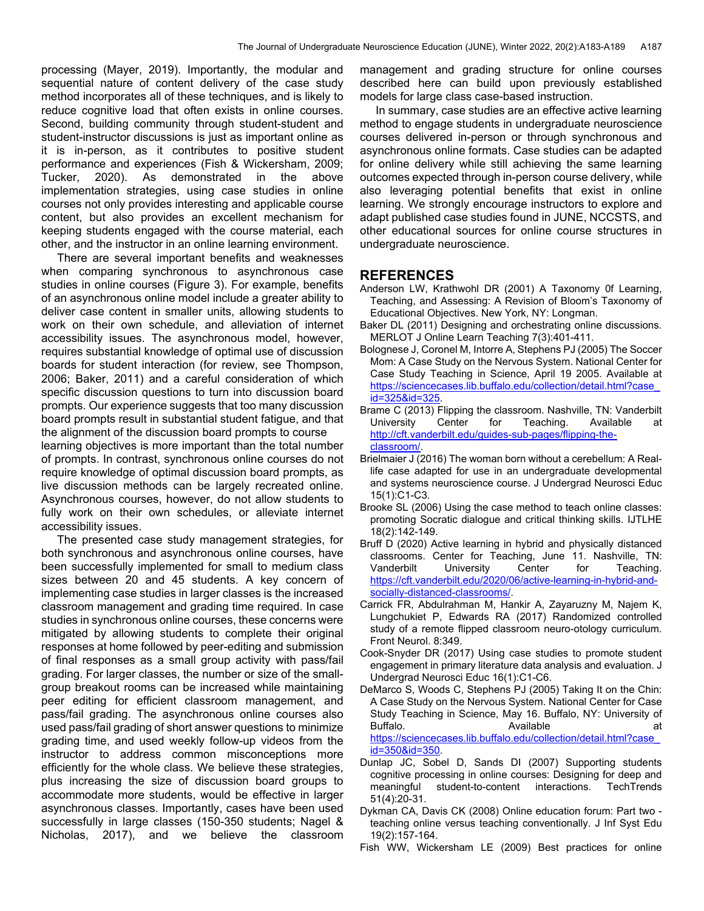processing (Mayer, 2019). Importantly, the modular and sequential nature of content delivery of the case study method incorporates all of these techniques, and is likely to reduce cognitive load that often exists in online courses. Second, building community through student-student and student-instructor discussions is just as important online as it is in-person, as it contributes to positive student performance and experiences (Fish & Wickersham, 2009; Tucker, 2020). As demonstrated in the above implementation strategies, using case studies in online courses not only provides interesting and applicable course content, but also provides an excellent mechanism for keeping students engaged with the course material, each other, and the instructor in an online learning environment.

There are several important benefits and weaknesses when comparing synchronous to asynchronous case studies in online courses (Figure 3). For example, benefits of an asynchronous online model include a greater ability to deliver case content in smaller units, allowing students to work on their own schedule, and alleviation of internet accessibility issues. The asynchronous model, however, requires substantial knowledge of optimal use of discussion boards for student interaction (for review, see Thompson, 2006; Baker, 2011) and a careful consideration of which specific discussion questions to turn into discussion board prompts. Our experience suggests that too many discussion board prompts result in substantial student fatigue, and that the alignment of the discussion board prompts to course learning objectives is more important than the total number of prompts. In contrast, synchronous online courses do not require knowledge of optimal discussion board prompts, as live discussion methods can be largely recreated online. Asynchronous courses, however, do not allow students to fully work on their own schedules, or alleviate internet accessibility issues.

The presented case study management strategies, for both synchronous and asynchronous online courses, have been successfully implemented for small to medium class sizes between 20 and 45 students. A key concern of implementing case studies in larger classes is the increased classroom management and grading time required. In case studies in synchronous online courses, these concerns were mitigated by allowing students to complete their original responses at home followed by peer-editing and submission of final responses as a small group activity with pass/fail grading. For larger classes, the number or size of the small-group breakout rooms can be increased while maintaining peer editing for efficient classroom management, and pass/fail grading. The asynchronous online courses also used pass/fail grading of short answer questions to minimize grading time, and used weekly follow-up videos from the instructor to address common misconceptions more efficiently for the whole class. We believe these strategies, plus increasing the size of discussion board groups to accommodate more students, would be effective in larger asynchronous classes. Importantly, cases have been used successfully in large classes (150-350 students; Nagel & Nicholas, 2017), and we believe the classroom management and grading structure for online courses described here can build upon previously established models for large class case-based instruction.

In summary, case studies are an effective active learning method to engage students in undergraduate neuroscience courses delivered in-person or through synchronous and asynchronous online formats. Case studies can be adapted for online delivery while still achieving the same learning outcomes expected through in-person course delivery, while also leveraging potential benefits that exist in online learning. We strongly encourage instructors to explore and adapt published case studies found in JUNE, NCCSTS, and other educational sources for online course structures in undergraduate neuroscience.

## REFERENCES

Anderson LW, Krathwohl DR (2001) A Taxonomy 0f Learning, Teaching, and Assessing: A Revision of Bloom's Taxonomy of Educational Objectives. New York, NY: Longman.

Baker DL (2011) Designing and orchestrating online discussions. MERLOT J Online Learn Teaching 7(3):401-411.

Bolognese J, Coronel M, Intorre A, Stephens PJ (2005) The Soccer Mom: A Case Study on the Nervous System. National Center for Case Study Teaching in Science, April 19 2005. Available at https://sciencecases.lib.buffalo.edu/collection/detail.html?case_id=325&id=325.

Brame C (2013) Flipping the classroom. Nashville, TN: Vanderbilt University Center for Teaching. Available at http://cft.vanderbilt.edu/guides-sub-pages/flipping-the-classroom/.

Brielmaier J (2016) The woman born without a cerebellum: A Real-life case adapted for use in an undergraduate developmental and systems neuroscience course. J Undergrad Neurosci Educ 15(1):C1-C3.

Brooke SL (2006) Using the case method to teach online classes: promoting Socratic dialogue and critical thinking skills. IJTLHE 18(2):142-149.

Bruff D (2020) Active learning in hybrid and physically distanced classrooms. Center for Teaching, June 11. Nashville, TN: Vanderbilt University Center for Teaching. https://cft.vanderbilt.edu/2020/06/active-learning-in-hybrid-and-socially-distanced-classrooms/.

Carrick FR, Abdulrahman M, Hankir A, Zayaruzny M, Najem K, Lungchukiet P, Edwards RA (2017) Randomized controlled study of a remote flipped classroom neuro-otology curriculum. Front Neurol. 8:349.

Cook-Snyder DR (2017) Using case studies to promote student engagement in primary literature data analysis and evaluation. J Undergrad Neurosci Educ 16(1):C1-C6.

DeMarco S, Woods C, Stephens PJ (2005) Taking It on the Chin: A Case Study on the Nervous System. National Center for Case Study Teaching in Science, May 16. Buffalo, NY: University of Buffalo. Available at https://sciencecases.lib.buffalo.edu/collection/detail.html?case_id=350&id=350.

Dunlap JC, Sobel D, Sands DI (2007) Supporting students cognitive processing in online courses: Designing for deep and meaningful student-to-content interactions. TechTrends 51(4):20-31.

Dykman CA, Davis CK (2008) Online education forum: Part two - teaching online versus teaching conventionally. J Inf Syst Edu 19(2):157-164.

Fish WW, Wickersham LE (2009) Best practices for online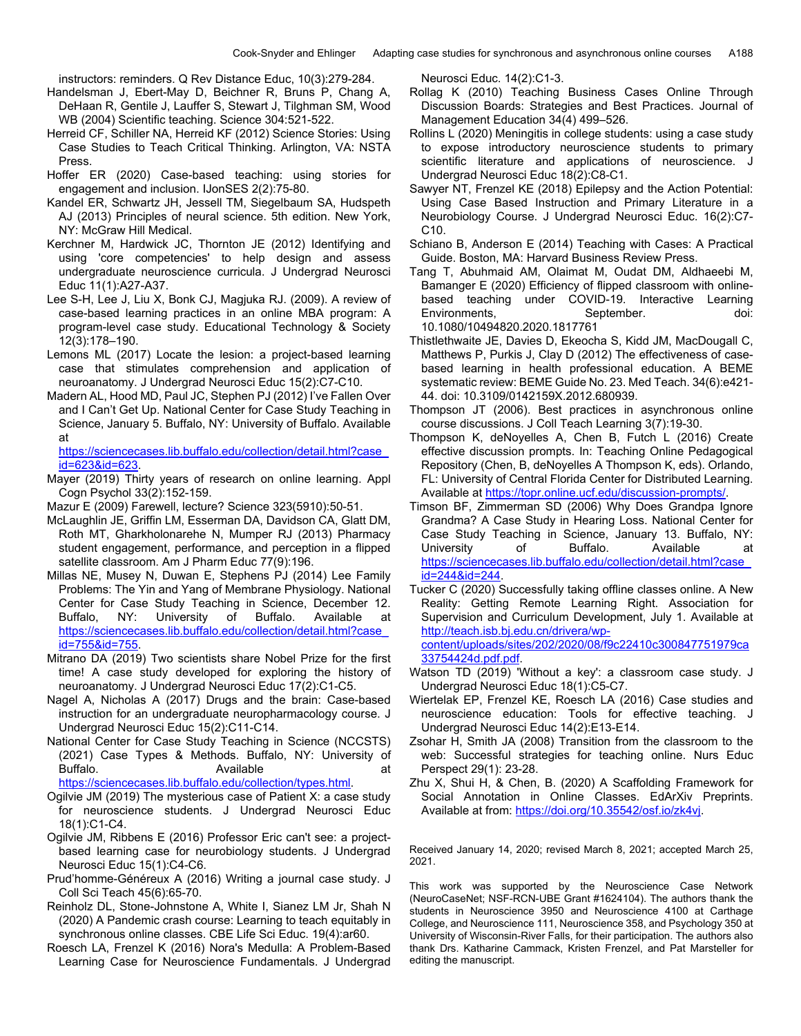instructors: reminders. Q Rev Distance Educ, 10(3):279-284.

Handelsman J, Ebert-May D, Beichner R, Bruns P, Chang A, DeHaan R, Gentile J, Lauffer S, Stewart J, Tilghman SM, Wood WB (2004) Scientific teaching. Science 304:521-522.

Herreid CF, Schiller NA, Herreid KF (2012) Science Stories: Using Case Studies to Teach Critical Thinking. Arlington, VA: NSTA Press.

Hoffer ER (2020) Case-based teaching: using stories for engagement and inclusion. IJonSES 2(2):75-80.

Kandel ER, Schwartz JH, Jessell TM, Siegelbaum SA, Hudspeth AJ (2013) Principles of neural science. 5th edition. New York, NY: McGraw Hill Medical.

Kerchner M, Hardwick JC, Thornton JE (2012) Identifying and using 'core competencies' to help design and assess undergraduate neuroscience curricula. J Undergrad Neurosci Educ 11(1):A27-A37.

Lee S-H, Lee J, Liu X, Bonk CJ, Magjuka RJ. (2009). A review of case-based learning practices in an online MBA program: A program-level case study. Educational Technology & Society 12(3):178–190.

Lemons ML (2017) Locate the lesion: a project-based learning case that stimulates comprehension and application of neuroanatomy. J Undergrad Neurosci Educ 15(2):C7-C10.

Madern AL, Hood MD, Paul JC, Stephen PJ (2012) I've Fallen Over and I Can't Get Up. National Center for Case Study Teaching in Science, January 5. Buffalo, NY: University of Buffalo. Available at https://sciencecases.lib.buffalo.edu/collection/detail.html?case_id=623&id=623.

Mayer (2019) Thirty years of research on online learning. Appl Cogn Psychol 33(2):152-159.

Mazur E (2009) Farewell, lecture? Science 323(5910):50-51.

McLaughlin JE, Griffin LM, Esserman DA, Davidson CA, Glatt DM, Roth MT, Gharkholonarehe N, Mumper RJ (2013) Pharmacy student engagement, performance, and perception in a flipped satellite classroom. Am J Pharm Educ 77(9):196.

Millas NE, Musey N, Duwan E, Stephens PJ (2014) Lee Family Problems: The Yin and Yang of Membrane Physiology. National Center for Case Study Teaching in Science, December 12. Buffalo, NY: University of Buffalo. Available at https://sciencecases.lib.buffalo.edu/collection/detail.html?case_id=755&id=755.

Mitrano DA (2019) Two scientists share Nobel Prize for the first time! A case study developed for exploring the history of neuroanatomy. J Undergrad Neurosci Educ 17(2):C1-C5.

Nagel A, Nicholas A (2017) Drugs and the brain: Case-based instruction for an undergraduate neuropharmacology course. J Undergrad Neurosci Educ 15(2):C11-C14.

National Center for Case Study Teaching in Science (NCCSTS) (2021) Case Types & Methods. Buffalo, NY: University of Buffalo. Available at https://sciencecases.lib.buffalo.edu/collection/types.html.

Ogilvie JM (2019) The mysterious case of Patient X: a case study for neuroscience students. J Undergrad Neurosci Educ 18(1):C1-C4.

Ogilvie JM, Ribbens E (2016) Professor Eric can't see: a project-based learning case for neurobiology students. J Undergrad Neurosci Educ 15(1):C4-C6.

Prud'homme-Généreux A (2016) Writing a journal case study. J Coll Sci Teach 45(6):65-70.

Reinholz DL, Stone-Johnstone A, White I, Sianez LM Jr, Shah N (2020) A Pandemic crash course: Learning to teach equitably in synchronous online classes. CBE Life Sci Educ. 19(4):ar60.

Roesch LA, Frenzel K (2016) Nora's Medulla: A Problem-Based Learning Case for Neuroscience Fundamentals. J Undergrad Neurosci Educ. 14(2):C1-3.

Rollag K (2010) Teaching Business Cases Online Through Discussion Boards: Strategies and Best Practices. Journal of Management Education 34(4) 499–526.

Rollins L (2020) Meningitis in college students: using a case study to expose introductory neuroscience students to primary scientific literature and applications of neuroscience. J Undergrad Neurosci Educ 18(2):C8-C1.

Sawyer NT, Frenzel KE (2018) Epilepsy and the Action Potential: Using Case Based Instruction and Primary Literature in a Neurobiology Course. J Undergrad Neurosci Educ. 16(2):C7-C10.

Schiano B, Anderson E (2014) Teaching with Cases: A Practical Guide. Boston, MA: Harvard Business Review Press.

Tang T, Abuhmaid AM, Olaimat M, Oudat DM, Aldhaeebi M, Bamanger E (2020) Efficiency of flipped classroom with online-based teaching under COVID-19. Interactive Learning Environments, September. doi: 10.1080/10494820.2020.1817761

Thistlethwaite JE, Davies D, Ekeocha S, Kidd JM, MacDougall C, Matthews P, Purkis J, Clay D (2012) The effectiveness of case-based learning in health professional education. A BEME systematic review: BEME Guide No. 23. Med Teach. 34(6):e421-44. doi: 10.3109/0142159X.2012.680939.

Thompson JT (2006). Best practices in asynchronous online course discussions. J Coll Teach Learning 3(7):19-30.

Thompson K, deNoyelles A, Chen B, Futch L (2016) Create effective discussion prompts. In: Teaching Online Pedagogical Repository (Chen, B, deNoyelles A Thompson K, eds). Orlando, FL: University of Central Florida Center for Distributed Learning. Available at https://topr.online.ucf.edu/discussion-prompts/.

Timson BF, Zimmerman SD (2006) Why Does Grandpa Ignore Grandma? A Case Study in Hearing Loss. National Center for Case Study Teaching in Science, January 13. Buffalo, NY: University of Buffalo. Available at https://sciencecases.lib.buffalo.edu/collection/detail.html?case_id=244&id=244.

Tucker C (2020) Successfully taking offline classes online. A New Reality: Getting Remote Learning Right. Association for Supervision and Curriculum Development, July 1. Available at http://teach.isb.bj.edu.cn/drivera/wp-content/uploads/sites/202/2020/08/f9c22410c300847751979ca33754424d.pdf.pdf.

Watson TD (2019) 'Without a key': a classroom case study. J Undergrad Neurosci Educ 18(1):C5-C7.

Wiertelak EP, Frenzel KE, Roesch LA (2016) Case studies and neuroscience education: Tools for effective teaching. J Undergrad Neurosci Educ 14(2):E13-E14.

Zsohar H, Smith JA (2008) Transition from the classroom to the web: Successful strategies for teaching online. Nurs Educ Perspect 29(1): 23-28.

Zhu X, Shui H, & Chen, B. (2020) A Scaffolding Framework for Social Annotation in Online Classes. EdArXiv Preprints. Available at from: https://doi.org/10.35542/osf.io/zk4vj.

Received January 14, 2020; revised March 8, 2021; accepted March 25, 2021.

This work was supported by the Neuroscience Case Network (NeuroCaseNet; NSF-RCN-UBE Grant #1624104). The authors thank the students in Neuroscience 3950 and Neuroscience 4100 at Carthage College, and Neuroscience 111, Neuroscience 358, and Psychology 350 at University of Wisconsin-River Falls, for their participation. The authors also thank Drs. Katharine Cammack, Kristen Frenzel, and Pat Marsteller for editing the manuscript.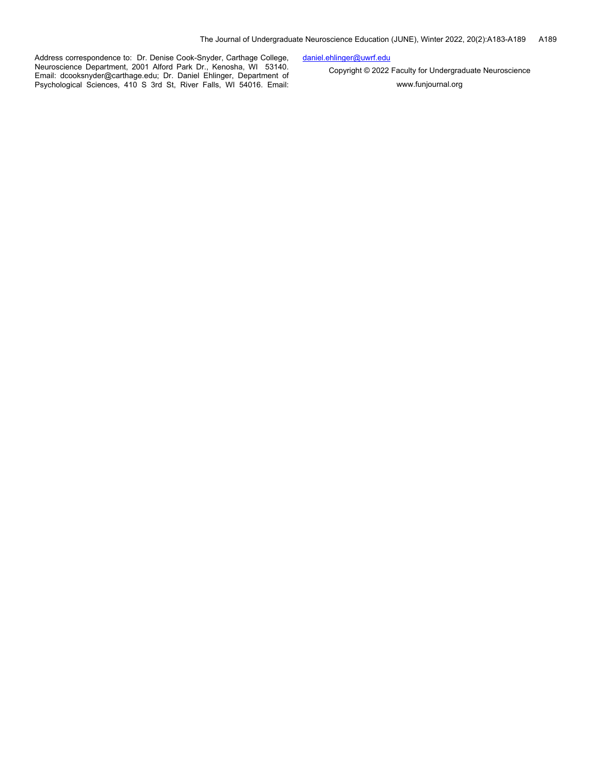Address correspondence to: Dr. Denise Cook-Snyder, Carthage College, Neuroscience Department, 2001 Alford Park Dr., Kenosha, WI 53140. Email: dcooksnyder@carthage.edu; Dr. Daniel Ehlinger, Department of Psychological Sciences, 410 S 3rd St, River Falls, WI 54016. Email: daniel.ehlinger@uwrf.edu

Copyright © 2022 Faculty for Undergraduate Neuroscience

www.funjournal.org